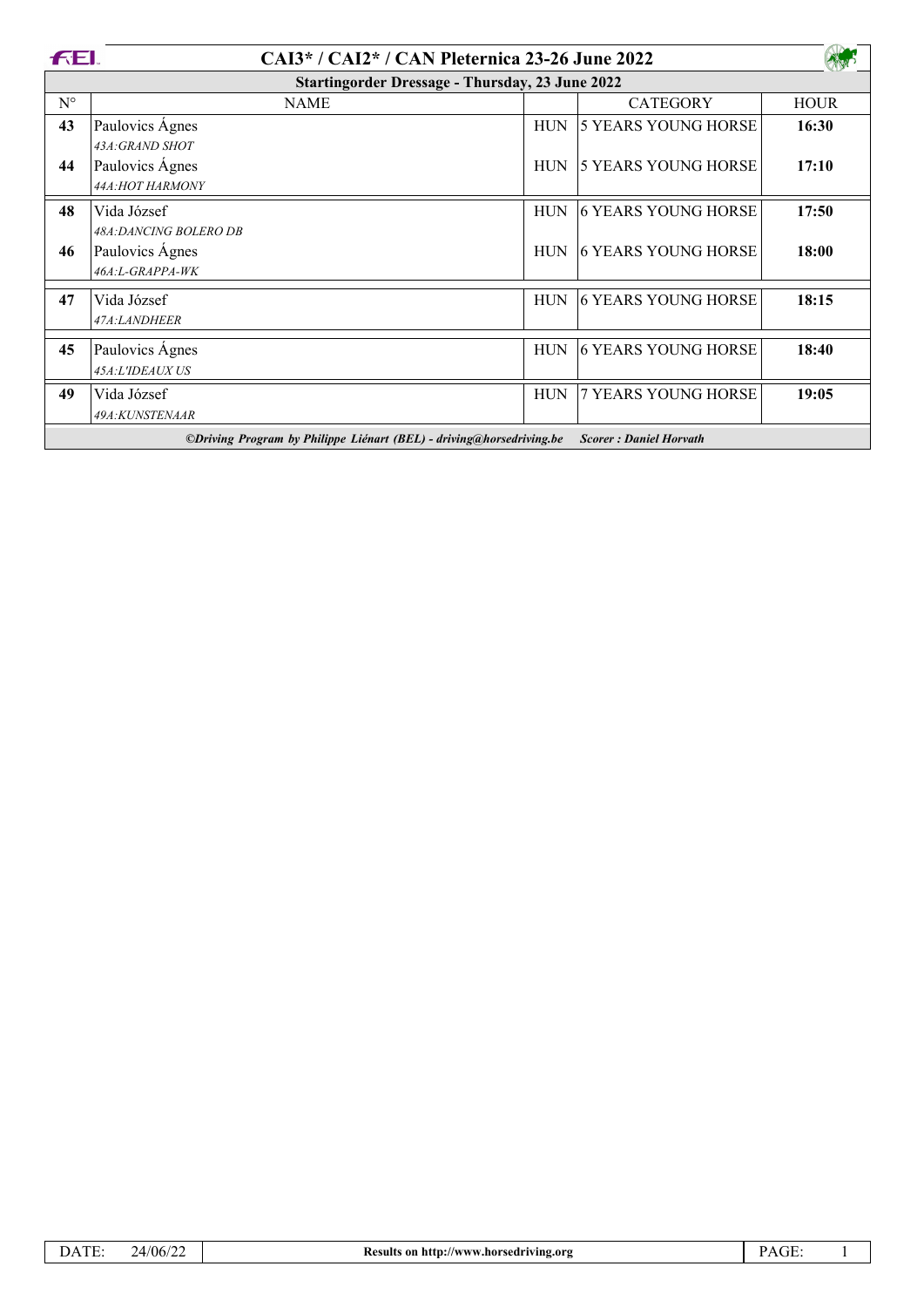# CAI3* / CAI2* / CAN Pleternica 23-26 June 2022

## Startingorder Dressage - Thursday, 23 June 2022

| N° | NAME | | CATEGORY | HOUR |
|---|---|---|---|---|
| 43 | Paulovics Ágnes<br>*43A:GRAND SHOT* | HUN | 5 YEARS YOUNG HORSE | 16:30 |
| 44 | Paulovics Ágnes<br>*44A:HOT HARMONY* | HUN | 5 YEARS YOUNG HORSE | 17:10 |
| 48 | Vida József<br>*48A:DANCING BOLERO DB* | HUN | 6 YEARS YOUNG HORSE | 17:50 |
| 46 | Paulovics Ágnes<br>*46A:L-GRAPPA-WK* | HUN | 6 YEARS YOUNG HORSE | 18:00 |
| 47 | Vida József<br>*47A:LANDHEER* | HUN | 6 YEARS YOUNG HORSE | 18:15 |
| 45 | Paulovics Ágnes<br>*45A:L'IDEAUX US* | HUN | 6 YEARS YOUNG HORSE | 18:40 |
| 49 | Vida József<br>*49A:KUNSTENAAR* | HUN | 7 YEARS YOUNG HORSE | 19:05 |

*©Driving Program by Philippe Liénart (BEL) - driving@horsedriving.be* *Scorer : Daniel Horvath*

DATE: 24/06/22 | Results on http://www.horsedriving.org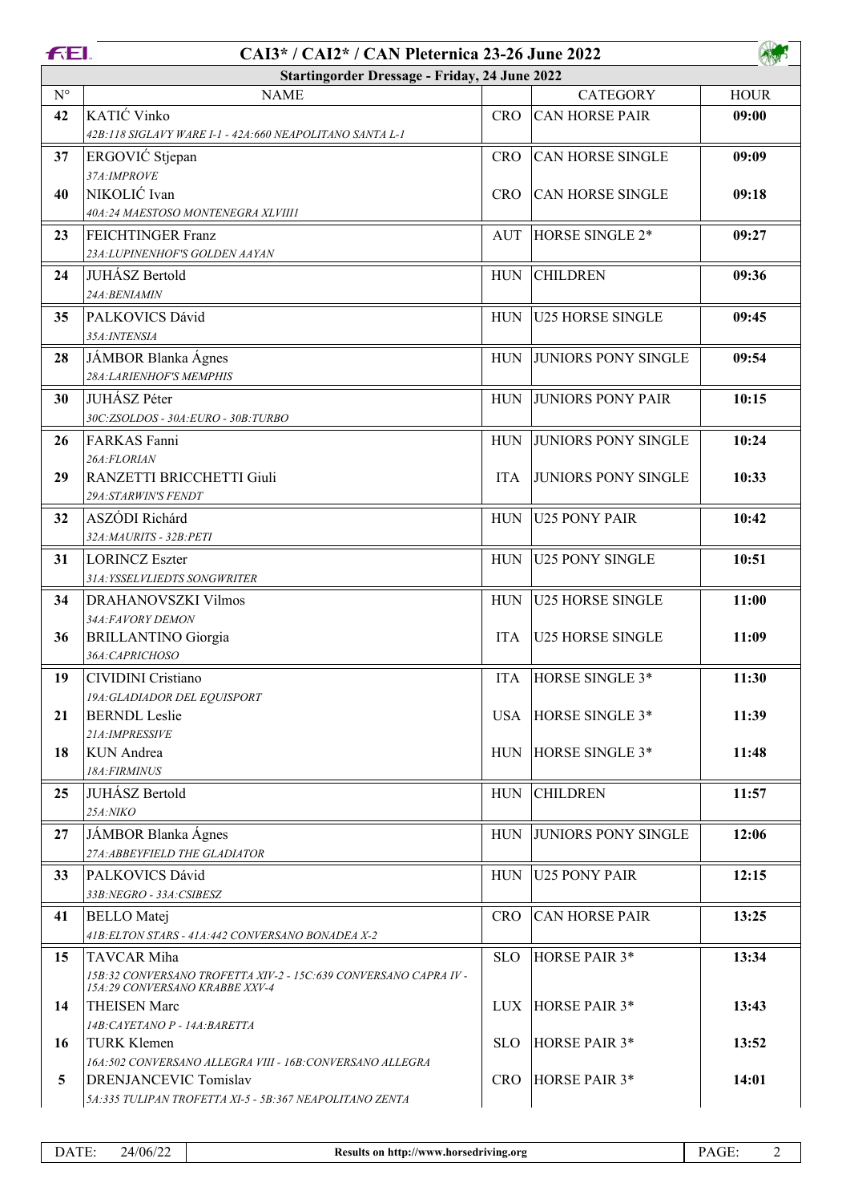# CAI3* / CAI2* / CAN Pleternica 23-26 June 2022

## Startingorder Dressage - Friday, 24 June 2022

| N° | NAME | | CATEGORY | HOUR |
|---|---|---|---|---|
| 42 | KATIĆ Vinko<br>*42B:118 SIGLAVY WARE I-1 - 42A:660 NEAPOLITANO SANTA L-1* | CRO | CAN HORSE PAIR | 09:00 |
| 37 | ERGOVIĆ Stjepan<br>*37A:IMPROVE* | CRO | CAN HORSE SINGLE | 09:09 |
| 40 | NIKOLIĆ Ivan<br>*40A:24 MAESTOSO MONTENEGRA XLVIII1* | CRO | CAN HORSE SINGLE | 09:18 |
| 23 | FEICHTINGER Franz<br>*23A:LUPINENHOF'S GOLDEN AAYAN* | AUT | HORSE SINGLE 2* | 09:27 |
| 24 | JUHÁSZ Bertold<br>*24A:BENIAMIN* | HUN | CHILDREN | 09:36 |
| 35 | PALKOVICS Dávid<br>*35A:INTENSIA* | HUN | U25 HORSE SINGLE | 09:45 |
| 28 | JÁMBOR Blanka Ágnes<br>*28A:LARIENHOF'S MEMPHIS* | HUN | JUNIORS PONY SINGLE | 09:54 |
| 30 | JUHÁSZ Péter<br>*30C:ZSOLDOS - 30A:EURO - 30B:TURBO* | HUN | JUNIORS PONY PAIR | 10:15 |
| 26 | FARKAS Fanni<br>*26A:FLORIAN* | HUN | JUNIORS PONY SINGLE | 10:24 |
| 29 | RANZETTI BRICCHETTI Giuli<br>*29A:STARWIN'S FENDT* | ITA | JUNIORS PONY SINGLE | 10:33 |
| 32 | ASZÓDI Richárd<br>*32A:MAURITS - 32B:PETI* | HUN | U25 PONY PAIR | 10:42 |
| 31 | LORINCZ Eszter<br>*31A:YSSELVLIEDTS SONGWRITER* | HUN | U25 PONY SINGLE | 10:51 |
| 34 | DRAHANOVSZKI Vilmos<br>*34A:FAVORY DEMON* | HUN | U25 HORSE SINGLE | 11:00 |
| 36 | BRILLANTINO Giorgia<br>*36A:CAPRICHOSO* | ITA | U25 HORSE SINGLE | 11:09 |
| 19 | CIVIDINI Cristiano<br>*19A:GLADIADOR DEL EQUISPORT* | ITA | HORSE SINGLE 3* | 11:30 |
| 21 | BERNDL Leslie<br>*21A:IMPRESSIVE* | USA | HORSE SINGLE 3* | 11:39 |
| 18 | KUN Andrea<br>*18A:FIRMINUS* | HUN | HORSE SINGLE 3* | 11:48 |
| 25 | JUHÁSZ Bertold<br>*25A:NIKO* | HUN | CHILDREN | 11:57 |
| 27 | JÁMBOR Blanka Ágnes<br>*27A:ABBEYFIELD THE GLADIATOR* | HUN | JUNIORS PONY SINGLE | 12:06 |
| 33 | PALKOVICS Dávid<br>*33B:NEGRO - 33A:CSIBESZ* | HUN | U25 PONY PAIR | 12:15 |
| 41 | BELLO Matej<br>*41B:ELTON STARS - 41A:442 CONVERSANO BONADEA X-2* | CRO | CAN HORSE PAIR | 13:25 |
| 15 | TAVCAR Miha<br>*15B:32 CONVERSANO TROFETTA XIV-2 - 15C:639 CONVERSANO CAPRA IV - 15A:29 CONVERSANO KRABBE XXV-4* | SLO | HORSE PAIR 3* | 13:34 |
| 14 | THEISEN Marc<br>*14B:CAYETANO P - 14A:BARETTA* | LUX | HORSE PAIR 3* | 13:43 |
| 16 | TURK Klemen<br>*16A:502 CONVERSANO ALLEGRA VIII - 16B:CONVERSANO ALLEGRA* | SLO | HORSE PAIR 3* | 13:52 |
| 5 | DRENJANCEVIC Tomislav<br>*5A:335 TULIPAN TROFETTA XI-5 - 5B:367 NEAPOLITANO ZENTA* | CRO | HORSE PAIR 3* | 14:01 |

DATE: 24/06/22 — Results on http://www.horsedriving.org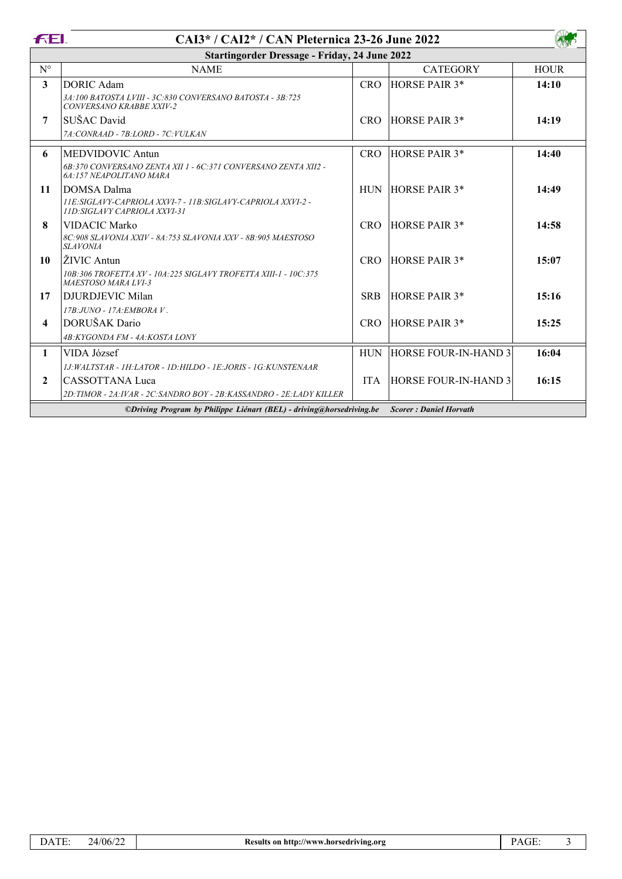# CAI3* / CAI2* / CAN Pleternica 23-26 June 2022

## Startingorder Dressage - Friday, 24 June 2022

| N° | NAME | | CATEGORY | HOUR |
|---|---|---|---|---|
| **3** | DORIC Adam<br>*3A:100 BATOSTA LVIII - 3C:830 CONVERSANO BATOSTA - 3B:725 CONVERSANO KRABBE XXIV-2* | CRO | HORSE PAIR 3* | **14:10** |
| **7** | SUŠAC David<br>*7A:CONRAAD - 7B:LORD - 7C:VULKAN* | CRO | HORSE PAIR 3* | **14:19** |
| **6** | MEDVIDOVIC Antun<br>*6B:370 CONVERSANO ZENTA XII 1 - 6C:371 CONVERSANO ZENTA XII2 - 6A:157 NEAPOLITANO MARA* | CRO | HORSE PAIR 3* | **14:40** |
| **11** | DOMSA Dalma<br>*11E:SIGLAVY-CAPRIOLA XXVI-7 - 11B:SIGLAVY-CAPRIOLA XXVI-2 - 11D:SIGLAVY CAPRIOLA XXVI-31* | HUN | HORSE PAIR 3* | **14:49** |
| **8** | VIDACIC Marko<br>*8C:908 SLAVONIA XXIV - 8A:753 SLAVONIA XXV - 8B:905 MAESTOSO SLAVONIA* | CRO | HORSE PAIR 3* | **14:58** |
| **10** | ŽIVIC Antun<br>*10B:306 TROFETTA XV - 10A:225 SIGLAVY TROFETTA XIII-1 - 10C:375 MAESTOSO MARA LVI-3* | CRO | HORSE PAIR 3* | **15:07** |
| **17** | DJURDJEVIC Milan<br>*17B:JUNO - 17A:EMBORA V .* | SRB | HORSE PAIR 3* | **15:16** |
| **4** | DORUŠAK Dario<br>*4B:KYGONDA FM - 4A:KOSTA LONY* | CRO | HORSE PAIR 3* | **15:25** |
| **1** | VIDA József<br>*1J:WALTSTAR - 1H:LATOR - 1D:HILDO - 1E:JORIS - 1G:KUNSTENAAR* | HUN | HORSE FOUR-IN-HAND 3 | **16:04** |
| **2** | CASSOTTANA Luca<br>*2D:TIMOR - 2A:IVAR - 2C:SANDRO BOY - 2B:KASSANDRO - 2E:LADY KILLER* | ITA | HORSE FOUR-IN-HAND 3 | **16:15** |

***©Driving Program by Philippe Liénart (BEL) - driving@horsedriving.be Scorer : Daniel Horvath***

DATE: 24/06/22 — **Results on http://www.horsedriving.org**